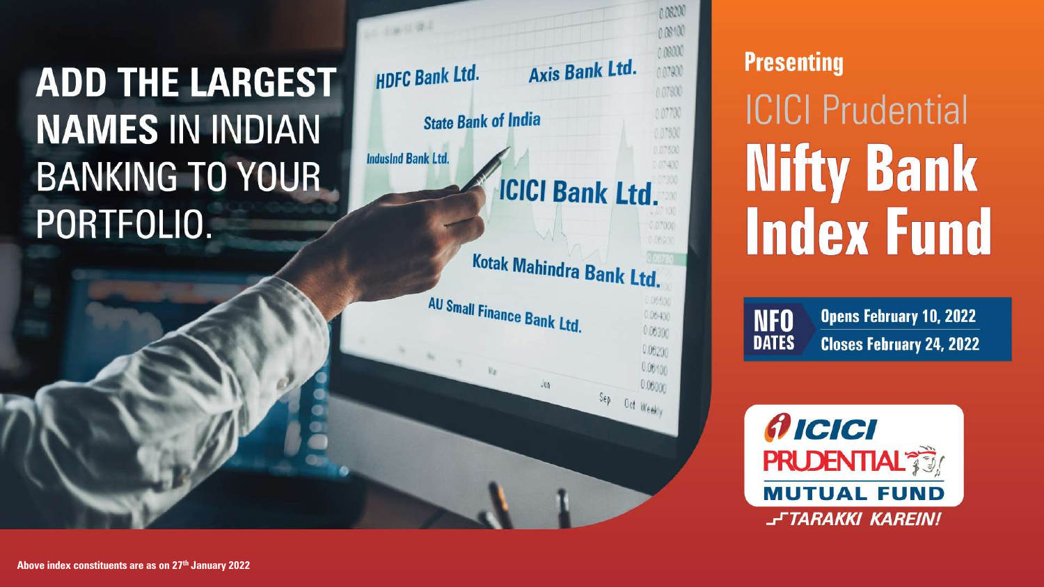# ADD THE LARGEST NAMES IN INDIAN BANKING TO YOUR PORTFOLIO.

HDFC Bank Ltd.

Axis Bank Ltd.

State Bank of India

IndusInd Bank Ltd.

ICICI Bank Ltd.

Kotak Mahindra Bank Ltd.

AU Small Finance Bank Ltd.

**Presenting**

ICICI Prudential

# Nifty Bank Index Fund

**NFO DATES**

**Opens February 10, 2022**

**Closes February 24, 2022**

ICICI PRUDENTIAL MUTUAL FUND

TARAKKI KAREIN!

**Above index constituents are as on 27th January 2022**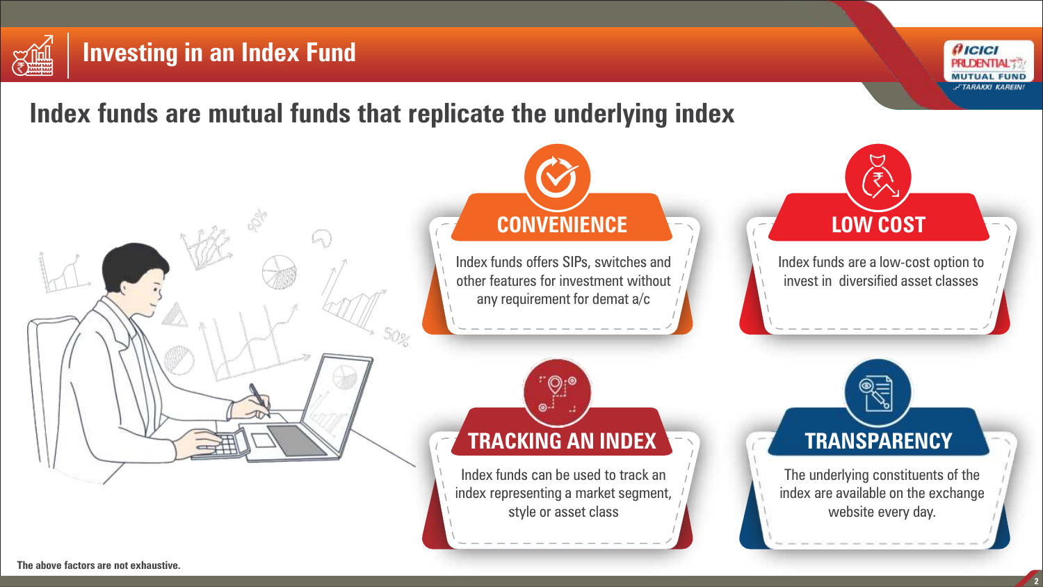# Investing in an Index Fund

## Index funds are mutual funds that replicate the underlying index

### CONVENIENCE

Index funds offers SIPs, switches and other features for investment without any requirement for demat a/c

### LOW COST

Index funds are a low-cost option to invest in diversified asset classes

### TRACKING AN INDEX

Index funds can be used to track an index representing a market segment, style or asset class

### TRANSPARENCY

The underlying constituents of the index are available on the exchange website every day.

**The above factors are not exhaustive.**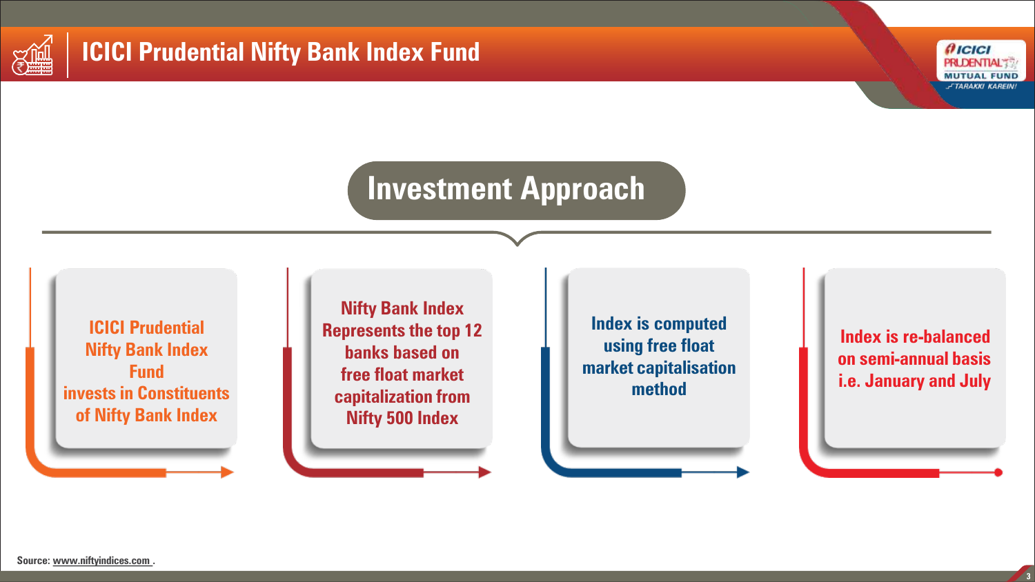# ICICI Prudential Nifty Bank Index Fund

## Investment Approach

- ICICI Prudential Nifty Bank Index Fund invests in Constituents of Nifty Bank Index
- Nifty Bank Index Represents the top 12 banks based on free float market capitalization from Nifty 500 Index
- Index is computed using free float market capitalisation method
- Index is re-balanced on semi-annual basis i.e. January and July

Source: www.niftyindices.com .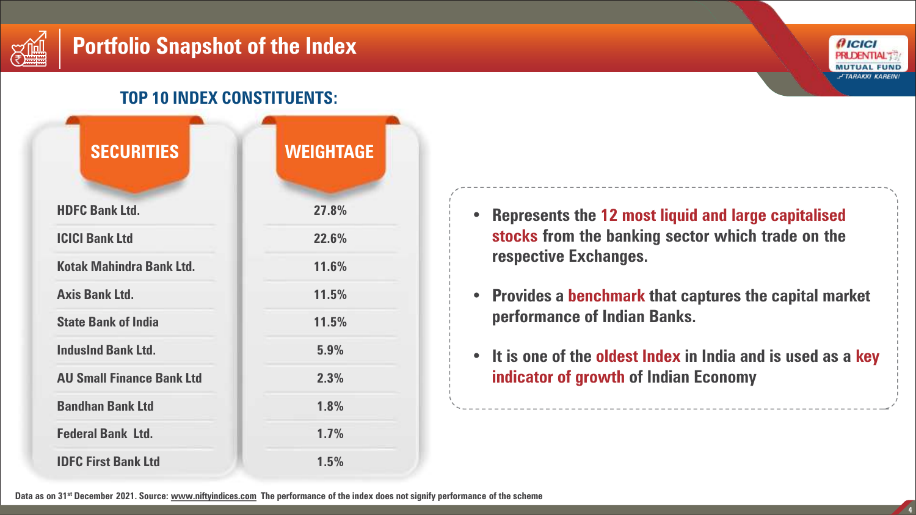# Portfolio Snapshot of the Index

## TOP 10 INDEX CONSTITUENTS:

| SECURITIES | WEIGHTAGE |
| --- | --- |
| HDFC Bank Ltd. | 27.8% |
| ICICI Bank Ltd | 22.6% |
| Kotak Mahindra Bank Ltd. | 11.6% |
| Axis Bank Ltd. | 11.5% |
| State Bank of India | 11.5% |
| IndusInd Bank Ltd. | 5.9% |
| AU Small Finance Bank Ltd | 2.3% |
| Bandhan Bank Ltd | 1.8% |
| Federal Bank Ltd. | 1.7% |
| IDFC First Bank Ltd | 1.5% |

- Represents the **12 most liquid and large capitalised stocks** from the banking sector which trade on the respective Exchanges.
- Provides a **benchmark** that captures the capital market performance of Indian Banks.
- It is one of the **oldest Index** in India and is used as a **key indicator of growth** of Indian Economy

Data as on 31st December 2021. Source: www.niftyindices.com The performance of the index does not signify performance of the scheme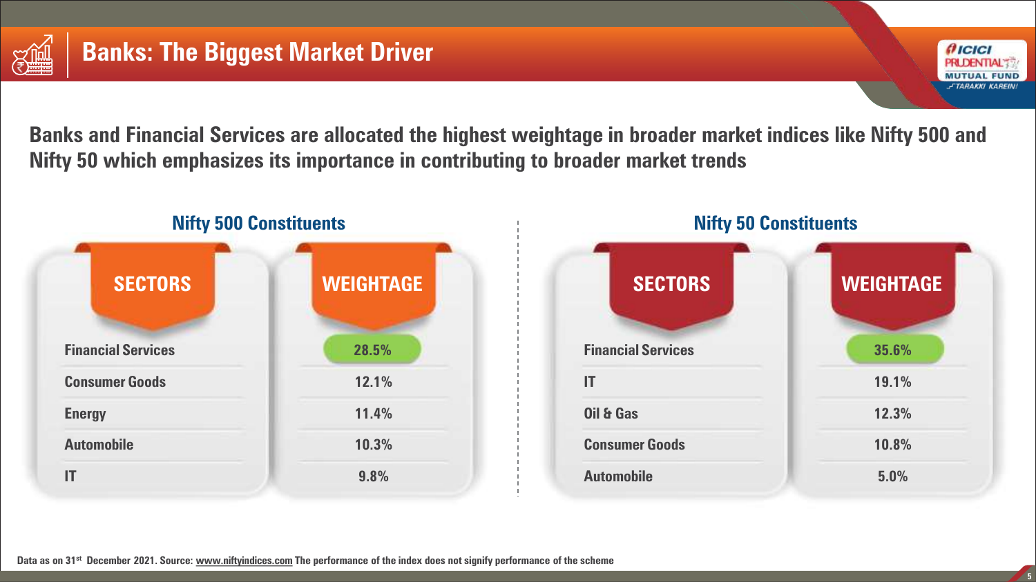# Banks: The Biggest Market Driver

**Banks and Financial Services are allocated the highest weightage in broader market indices like Nifty 500 and Nifty 50 which emphasizes its importance in contributing to broader market trends**

## Nifty 500 Constituents

| SECTORS | WEIGHTAGE |
|---|---|
| Financial Services | 28.5% |
| Consumer Goods | 12.1% |
| Energy | 11.4% |
| Automobile | 10.3% |
| IT | 9.8% |

## Nifty 50 Constituents

| SECTORS | WEIGHTAGE |
|---|---|
| Financial Services | 35.6% |
| IT | 19.1% |
| Oil & Gas | 12.3% |
| Consumer Goods | 10.8% |
| Automobile | 5.0% |

Data as on 31st December 2021. Source: www.niftyindices.com The performance of the index does not signify performance of the scheme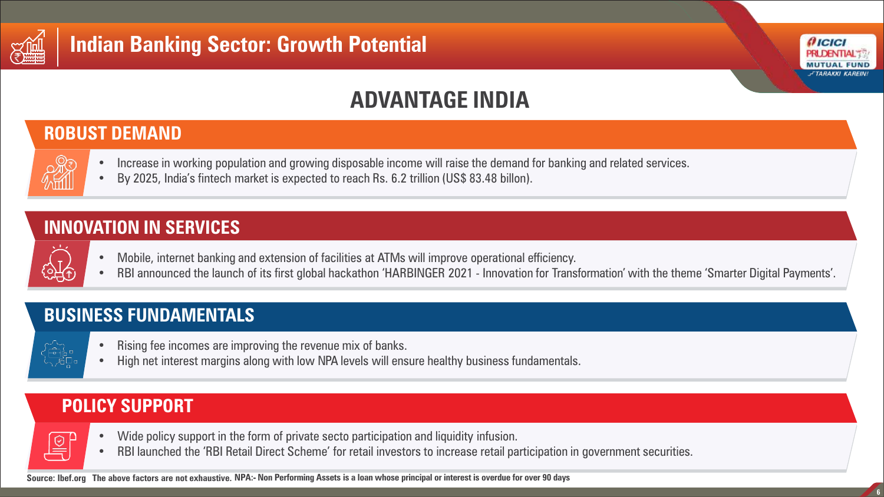# Indian Banking Sector: Growth Potential

## ADVANTAGE INDIA

### ROBUST DEMAND

- Increase in working population and growing disposable income will raise the demand for banking and related services.
- By 2025, India's fintech market is expected to reach Rs. 6.2 trillion (US$ 83.48 billon).

### INNOVATION IN SERVICES

- Mobile, internet banking and extension of facilities at ATMs will improve operational efficiency.
- RBI announced the launch of its first global hackathon 'HARBINGER 2021 - Innovation for Transformation' with the theme 'Smarter Digital Payments'.

### BUSINESS FUNDAMENTALS

- Rising fee incomes are improving the revenue mix of banks.
- High net interest margins along with low NPA levels will ensure healthy business fundamentals.

### POLICY SUPPORT

- Wide policy support in the form of private secto participation and liquidity infusion.
- RBI launched the 'RBI Retail Direct Scheme' for retail investors to increase retail participation in government securities.

**Source: Ibef.org The above factors are not exhaustive. NPA:- Non Performing Assets is a loan whose principal or interest is overdue for over 90 days**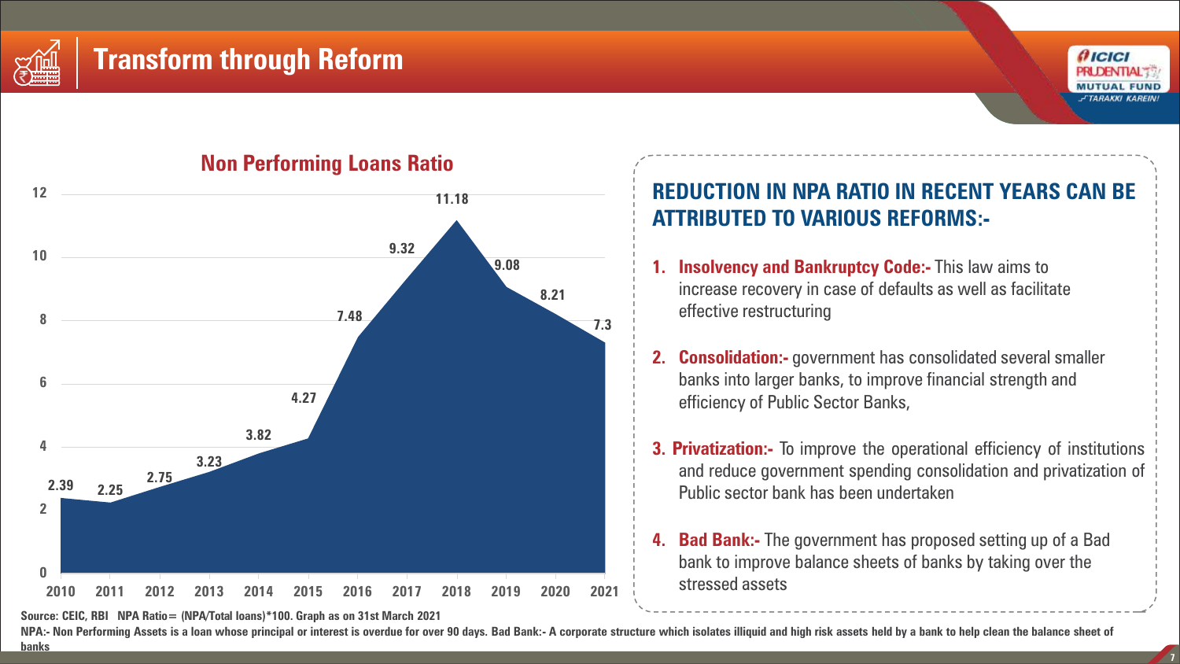# Transform through Reform

## Non Performing Loans Ratio

| Year | NPL Ratio |
|---|---|
| 2010 | 2.39 |
| 2011 | 2.25 |
| 2012 | 2.75 |
| 2013 | 3.23 |
| 2014 | 3.82 |
| 2015 | 4.27 |
| 2016 | 7.48 |
| 2017 | 9.32 |
| 2018 | 11.18 |
| 2019 | 9.08 |
| 2020 | 8.21 |
| 2021 | 7.3 |

## REDUCTION IN NPA RATIO IN RECENT YEARS CAN BE ATTRIBUTED TO VARIOUS REFORMS:-

1. **Insolvency and Bankruptcy Code:-** This law aims to increase recovery in case of defaults as well as facilitate effective restructuring
2. **Consolidation:-** government has consolidated several smaller banks into larger banks, to improve financial strength and efficiency of Public Sector Banks,
3. **Privatization:-** To improve the operational efficiency of institutions and reduce government spending consolidation and privatization of Public sector bank has been undertaken
4. **Bad Bank:-** The government has proposed setting up of a Bad bank to improve balance sheets of banks by taking over the stressed assets

**Source: CEIC, RBI NPA Ratio= (NPA/Total loans)*100. Graph as on 31st March 2021**

**NPA:- Non Performing Assets is a loan whose principal or interest is overdue for over 90 days. Bad Bank:- A corporate structure which isolates illiquid and high risk assets held by a bank to help clean the balance sheet of banks**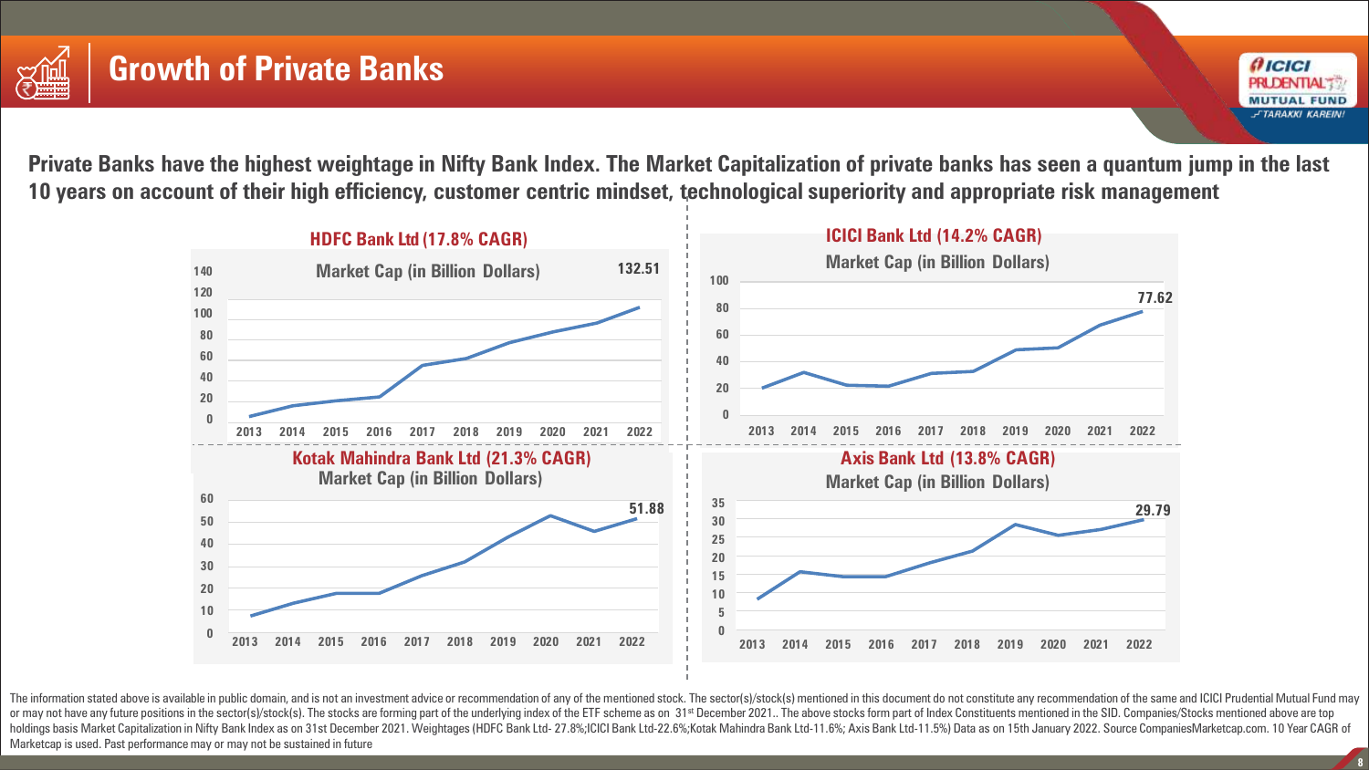# Growth of Private Banks

**Private Banks have the highest weightage in Nifty Bank Index. The Market Capitalization of private banks has seen a quantum jump in the last 10 years on account of their high efficiency, customer centric mindset, technological superiority and appropriate risk management**

**HDFC Bank Ltd (17.8% CAGR)**

Market Cap (in Billion Dollars)

132.51

**ICICI Bank Ltd (14.2% CAGR)**

Market Cap (in Billion Dollars)

77.62

**Kotak Mahindra Bank Ltd (21.3% CAGR)**

Market Cap (in Billion Dollars)

51.88

**Axis Bank Ltd (13.8% CAGR)**

Market Cap (in Billion Dollars)

29.79

The information stated above is available in public domain, and is not an investment advice or recommendation of any of the mentioned stock. The sector(s)/stock(s) mentioned in this document do not constitute any recommendation of the same and ICICI Prudential Mutual Fund may or may not have any future positions in the sector(s)/stock(s). The stocks are forming part of the underlying index of the ETF scheme as on 31st December 2021.. The above stocks form part of Index Constituents mentioned in the SID. Companies/Stocks mentioned above are top holdings basis Market Capitalization in Nifty Bank Index as on 31st December 2021. Weightages (HDFC Bank Ltd- 27.8%;ICICI Bank Ltd-22.6%;Kotak Mahindra Bank Ltd-11.6%; Axis Bank Ltd-11.5%) Data as on 15th January 2022. Source CompaniesMarketcap.com. 10 Year CAGR of Marketcap is used. Past performance may or may not be sustained in future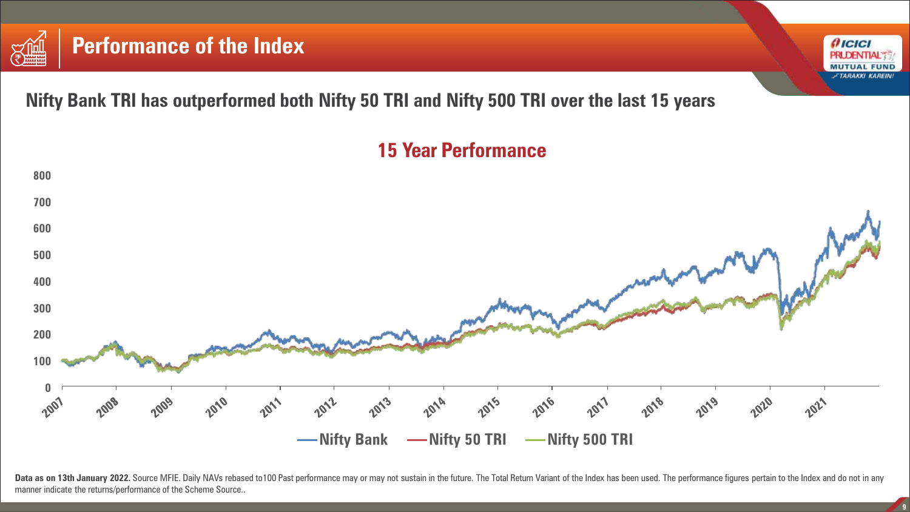# Performance of the Index

## Nifty Bank TRI has outperformed both Nifty 50 TRI and Nifty 500 TRI over the last 15 years

### 15 Year Performance

**Data as on 13th January 2022.** Source MFIE. Daily NAVs rebased to100 Past performance may or may not sustain in the future. The Total Return Variant of the Index has been used. The performance figures pertain to the Index and do not in any manner indicate the returns/performance of the Scheme Source..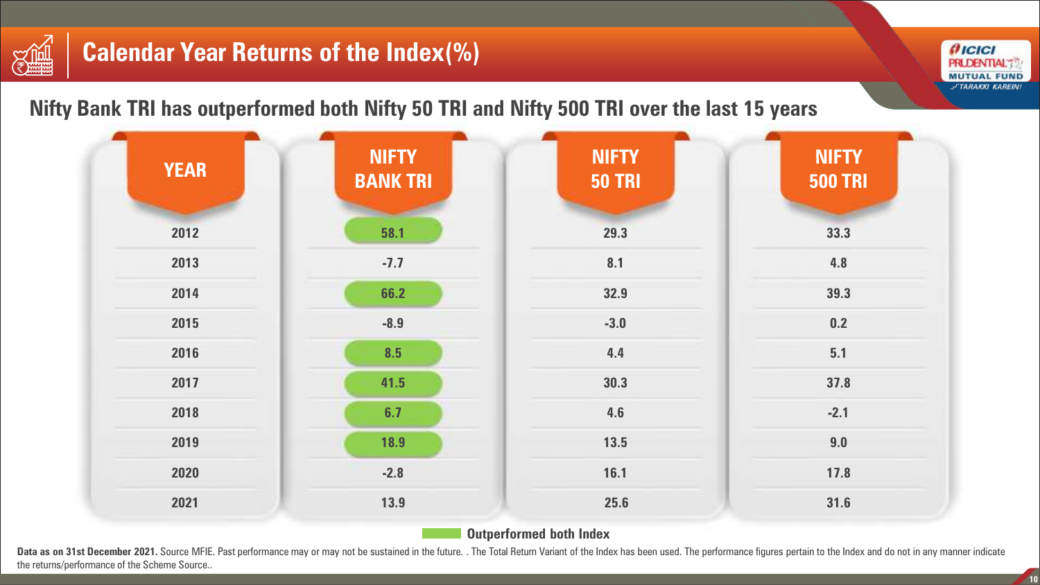# Calendar Year Returns of the Index(%)

## Nifty Bank TRI has outperformed both Nifty 50 TRI and Nifty 500 TRI over the last 15 years

| YEAR | NIFTY BANK TRI | NIFTY 50 TRI | NIFTY 500 TRI |
|---|---|---|---|
| 2012 | **58.1** | 29.3 | 33.3 |
| 2013 | -7.7 | 8.1 | 4.8 |
| 2014 | **66.2** | 32.9 | 39.3 |
| 2015 | -8.9 | -3.0 | 0.2 |
| 2016 | **8.5** | 4.4 | 5.1 |
| 2017 | **41.5** | 30.3 | 37.8 |
| 2018 | **6.7** | 4.6 | -2.1 |
| 2019 | **18.9** | 13.5 | 9.0 |
| 2020 | -2.8 | 16.1 | 17.8 |
| 2021 | 13.9 | 25.6 | 31.6 |

**Outperformed both Index** (highlighted values shown in bold)

**Data as on 31st December 2021.** Source MFIE. Past performance may or may not be sustained in the future. . The Total Return Variant of the Index has been used. The performance figures pertain to the Index and do not in any manner indicate the returns/performance of the Scheme Source..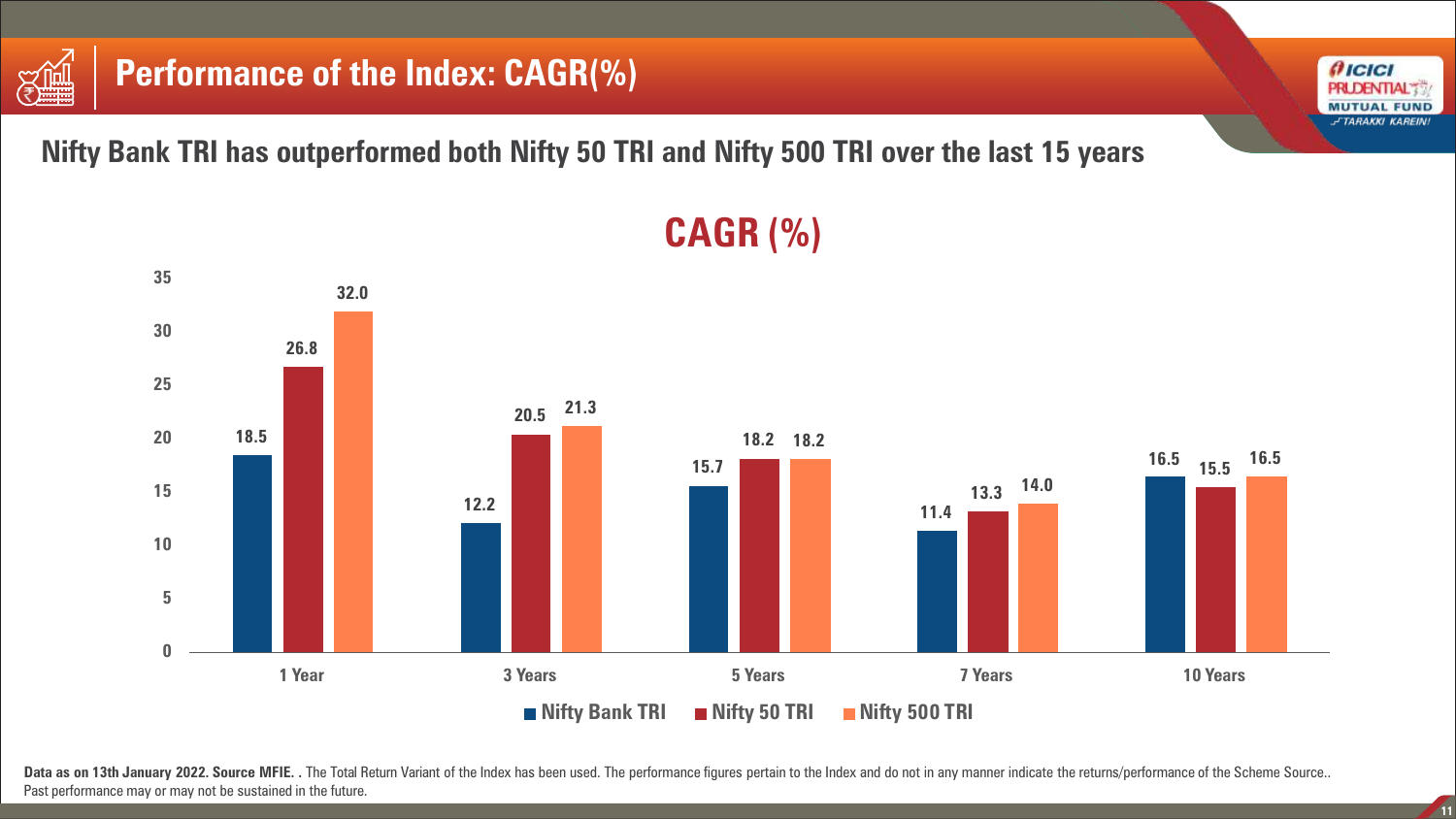# Performance of the Index: CAGR(%)

## Nifty Bank TRI has outperformed both Nifty 50 TRI and Nifty 500 TRI over the last 15 years

### CAGR (%)

| | Nifty Bank TRI | Nifty 50 TRI | Nifty 500 TRI |
|---|---|---|---|
| 1 Year | 18.5 | 26.8 | 32.0 |
| 3 Years | 12.2 | 20.5 | 21.3 |
| 5 Years | 15.7 | 18.2 | 18.2 |
| 7 Years | 11.4 | 13.3 | 14.0 |
| 10 Years | 16.5 | 15.5 | 16.5 |

**Data as on 13th January 2022. Source MFIE. .** The Total Return Variant of the Index has been used. The performance figures pertain to the Index and do not in any manner indicate the returns/performance of the Scheme Source.. Past performance may or may not be sustained in the future.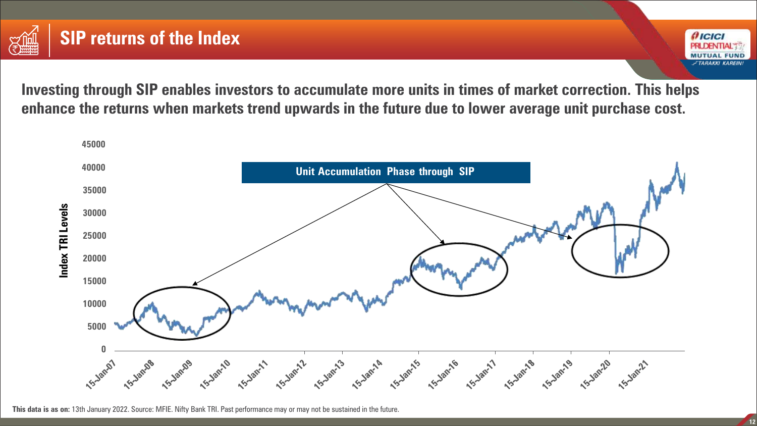# SIP returns of the Index

**Investing through SIP enables investors to accumulate more units in times of market correction. This helps enhance the returns when markets trend upwards in the future due to lower average unit purchase cost.**

Unit Accumulation Phase through SIP

**This data is as on:** 13th January 2022. Source: MFIE. Nifty Bank TRI. Past performance may or may not be sustained in the future.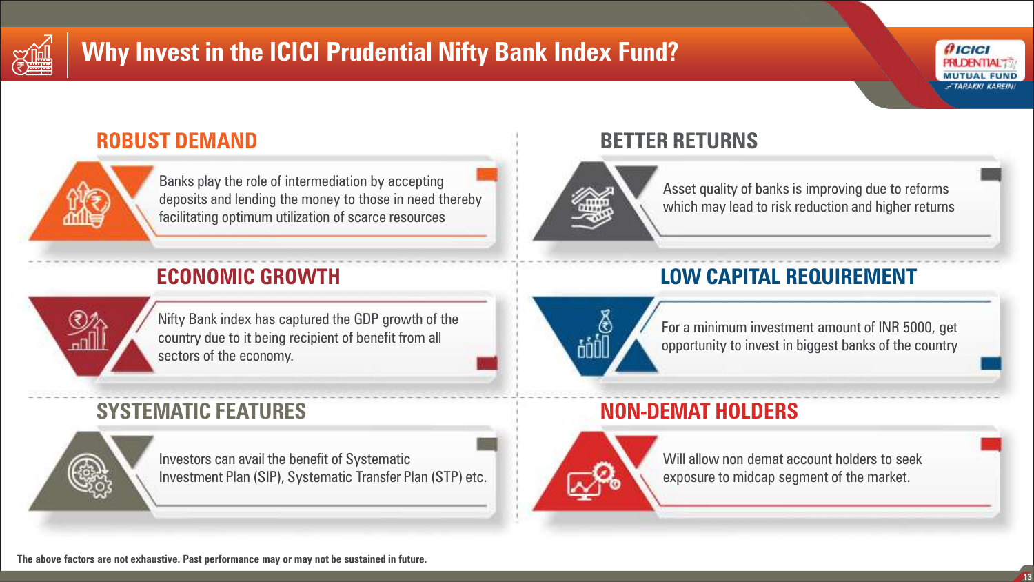# Why Invest in the ICICI Prudential Nifty Bank Index Fund?

## ROBUST DEMAND

Banks play the role of intermediation by accepting deposits and lending the money to those in need thereby facilitating optimum utilization of scarce resources

## BETTER RETURNS

Asset quality of banks is improving due to reforms which may lead to risk reduction and higher returns

## ECONOMIC GROWTH

Nifty Bank index has captured the GDP growth of the country due to it being recipient of benefit from all sectors of the economy.

## LOW CAPITAL REQUIREMENT

For a minimum investment amount of INR 5000, get opportunity to invest in biggest banks of the country

## SYSTEMATIC FEATURES

Investors can avail the benefit of Systematic Investment Plan (SIP), Systematic Transfer Plan (STP) etc.

## NON-DEMAT HOLDERS

Will allow non demat account holders to seek exposure to midcap segment of the market.

**The above factors are not exhaustive. Past performance may or may not be sustained in future.**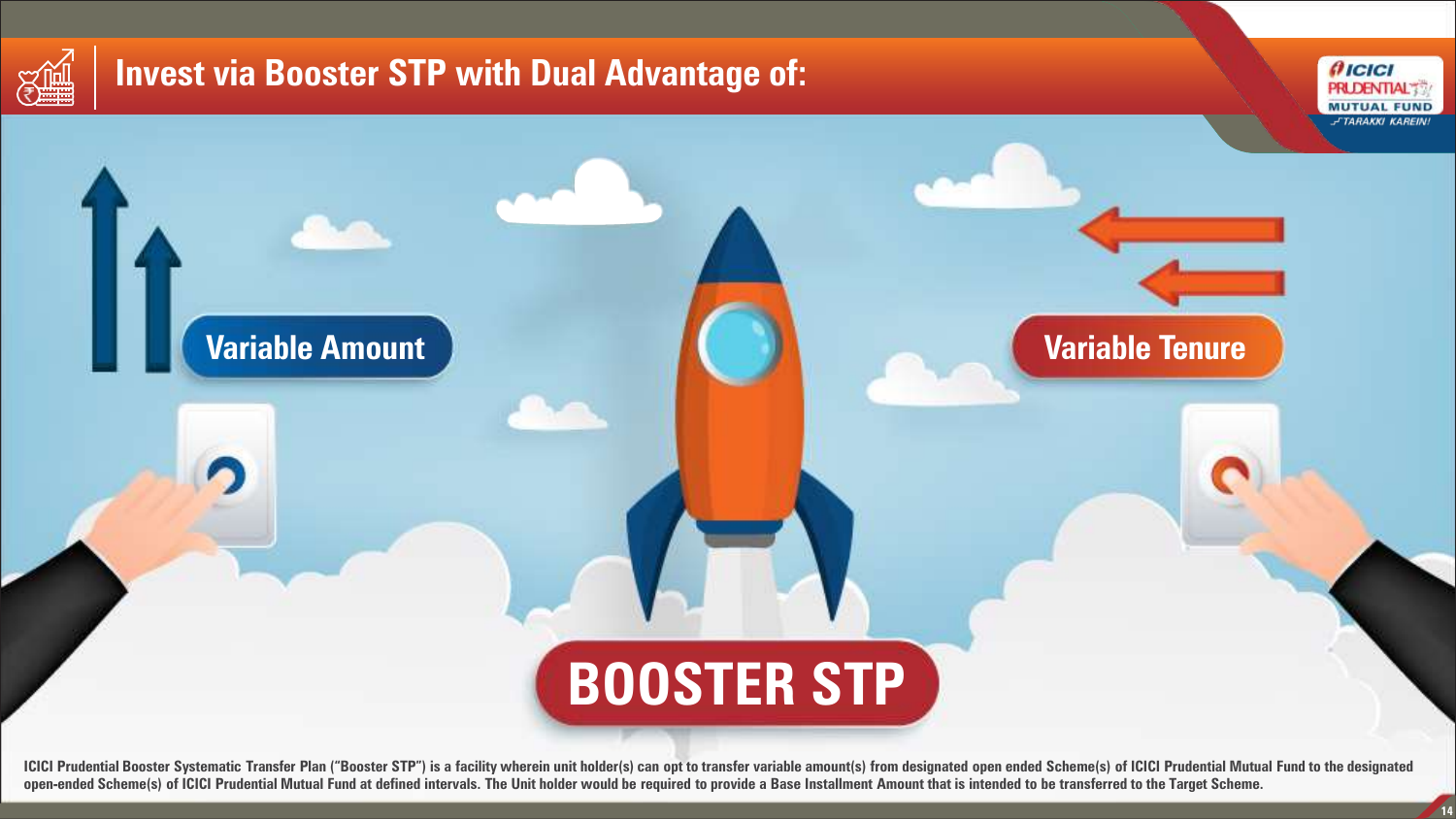# Invest via Booster STP with Dual Advantage of:

**Variable Amount**

**Variable Tenure**

**BOOSTER STP**

**ICICI Prudential Booster Systematic Transfer Plan ("Booster STP") is a facility wherein unit holder(s) can opt to transfer variable amount(s) from designated open ended Scheme(s) of ICICI Prudential Mutual Fund to the designated open-ended Scheme(s) of ICICI Prudential Mutual Fund at defined intervals. The Unit holder would be required to provide a Base Installment Amount that is intended to be transferred to the Target Scheme.**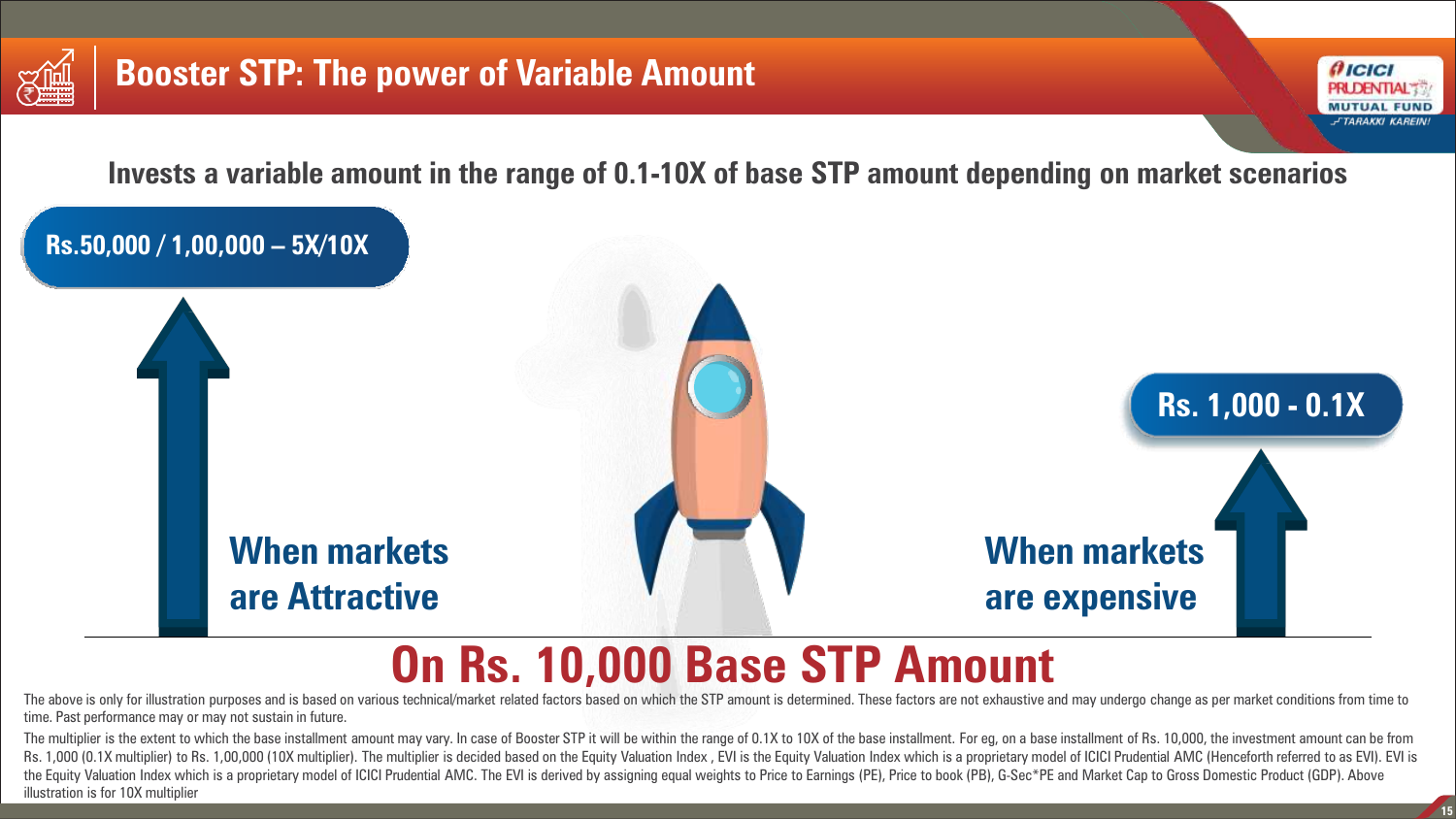# Booster STP: The power of Variable Amount

**Invests a variable amount in the range of 0.1-10X of base STP amount depending on market scenarios**

**Rs.50,000 / 1,00,000 – 5X/10X**

**When markets are Attractive**

**Rs. 1,000 - 0.1X**

**When markets are expensive**

## On Rs. 10,000 Base STP Amount

The above is only for illustration purposes and is based on various technical/market related factors based on which the STP amount is determined. These factors are not exhaustive and may undergo change as per market conditions from time to time. Past performance may or may not sustain in future.

The multiplier is the extent to which the base installment amount may vary. In case of Booster STP it will be within the range of 0.1X to 10X of the base installment. For eg, on a base installment of Rs. 10,000, the investment amount can be from Rs. 1,000 (0.1X multiplier) to Rs. 1,00,000 (10X multiplier). The multiplier is decided based on the Equity Valuation Index , EVI is the Equity Valuation Index which is a proprietary model of ICICI Prudential AMC (Henceforth referred to as EVI). EVI is the Equity Valuation Index which is a proprietary model of ICICI Prudential AMC. The EVI is derived by assigning equal weights to Price to Earnings (PE), Price to book (PB), G-Sec*PE and Market Cap to Gross Domestic Product (GDP). Above illustration is for 10X multiplier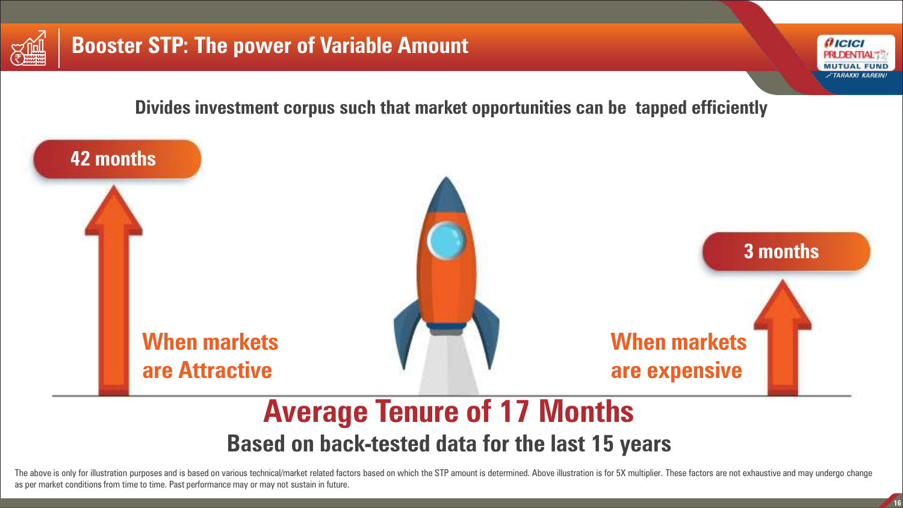# Booster STP: The power of Variable Amount

**Divides investment corpus such that market opportunities can be tapped efficiently**

**42 months**

**When markets are Attractive**

**3 months**

**When markets are expensive**

## Average Tenure of 17 Months

**Based on back-tested data for the last 15 years**

The above is only for illustration purposes and is based on various technical/market related factors based on which the STP amount is determined. Above illustration is for 5X multiplier. These factors are not exhaustive and may undergo change as per market conditions from time to time. Past performance may or may not sustain in future.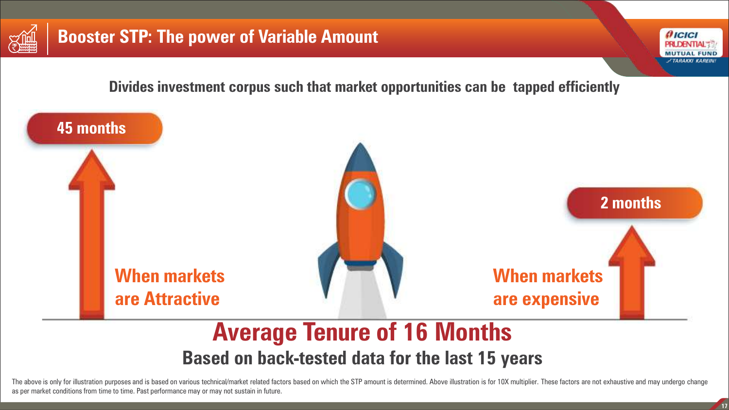# Booster STP: The power of Variable Amount

**Divides investment corpus such that market opportunities can be tapped efficiently**

**45 months**

**When markets are Attractive**

**2 months**

**When markets are expensive**

## Average Tenure of 16 Months

**Based on back-tested data for the last 15 years**

The above is only for illustration purposes and is based on various technical/market related factors based on which the STP amount is determined. Above illustration is for 10X multiplier. These factors are not exhaustive and may undergo change as per market conditions from time to time. Past performance may or may not sustain in future.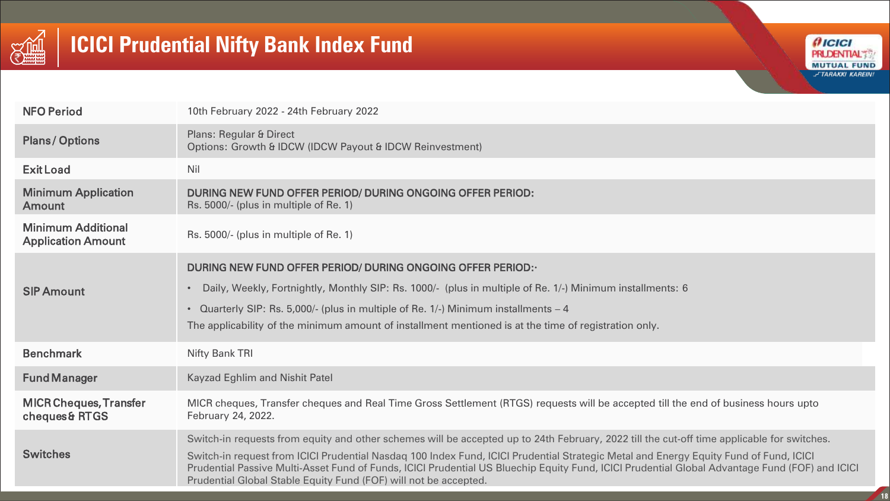# ICICI Prudential Nifty Bank Index Fund

| | |
|---|---|
| **NFO Period** | 10th February 2022 - 24th February 2022 |
| **Plans/ Options** | Plans: Regular & Direct<br>Options: Growth & IDCW (IDCW Payout & IDCW Reinvestment) |
| **Exit Load** | Nil |
| **Minimum Application Amount** | **DURING NEW FUND OFFER PERIOD/ DURING ONGOING OFFER PERIOD:**<br>Rs. 5000/- (plus in multiple of Re. 1) |
| **Minimum Additional Application Amount** | Rs. 5000/- (plus in multiple of Re. 1) |
| **SIP Amount** | **DURING NEW FUND OFFER PERIOD/ DURING ONGOING OFFER PERIOD:-**<br>• Daily, Weekly, Fortnightly, Monthly SIP: Rs. 1000/- (plus in multiple of Re. 1/-) Minimum installments: 6<br>• Quarterly SIP: Rs. 5,000/- (plus in multiple of Re. 1/-) Minimum installments – 4<br>The applicability of the minimum amount of installment mentioned is at the time of registration only. |
| **Benchmark** | Nifty Bank TRI |
| **Fund Manager** | Kayzad Eghlim and Nishit Patel |
| **MICR Cheques, Transfer cheques & RTGS** | MICR cheques, Transfer cheques and Real Time Gross Settlement (RTGS) requests will be accepted till the end of business hours upto February 24, 2022. |
| **Switches** | Switch-in requests from equity and other schemes will be accepted up to 24th February, 2022 till the cut-off time applicable for switches.<br>Switch-in request from ICICI Prudential Nasdaq 100 Index Fund, ICICI Prudential Strategic Metal and Energy Equity Fund of Fund, ICICI Prudential Passive Multi-Asset Fund of Funds, ICICI Prudential US Bluechip Equity Fund, ICICI Prudential Global Advantage Fund (FOF) and ICICI Prudential Global Stable Equity Fund (FOF) will not be accepted. |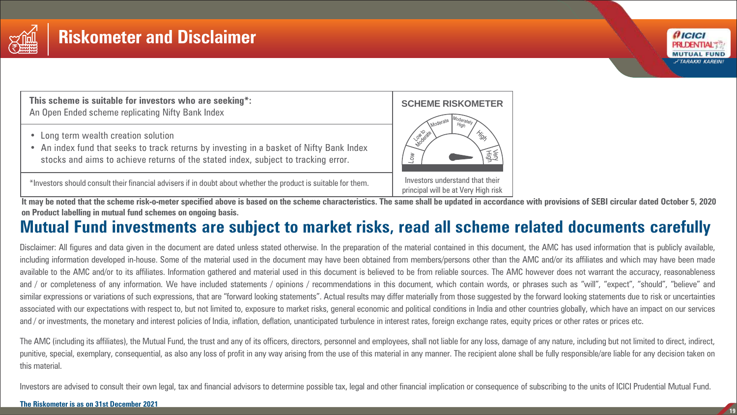# Riskometer and Disclaimer

| This scheme is suitable for investors who are seeking*: An Open Ended scheme replicating Nifty Bank Index | SCHEME RISKOMETER |
|---|---|
| • Long term wealth creation solution<br>• An index fund that seeks to track returns by investing in a basket of Nifty Bank Index stocks and aims to achieve returns of the stated index, subject to tracking error. | Low, Low to Moderate, Moderate, Moderately High, High, Very High |
| *Investors should consult their financial advisers if in doubt about whether the product is suitable for them. | Investors understand that their principal will be at Very High risk |

**It may be noted that the scheme risk-o-meter specified above is based on the scheme characteristics. The same shall be updated in accordance with provisions of SEBI circular dated October 5, 2020 on Product labelling in mutual fund schemes on ongoing basis.**

## Mutual Fund investments are subject to market risks, read all scheme related documents carefully

Disclaimer: All figures and data given in the document are dated unless stated otherwise. In the preparation of the material contained in this document, the AMC has used information that is publicly available, including information developed in-house. Some of the material used in the document may have been obtained from members/persons other than the AMC and/or its affiliates and which may have been made available to the AMC and/or to its affiliates. Information gathered and material used in this document is believed to be from reliable sources. The AMC however does not warrant the accuracy, reasonableness and / or completeness of any information. We have included statements / opinions / recommendations in this document, which contain words, or phrases such as "will", "expect", "should", "believe" and similar expressions or variations of such expressions, that are "forward looking statements". Actual results may differ materially from those suggested by the forward looking statements due to risk or uncertainties associated with our expectations with respect to, but not limited to, exposure to market risks, general economic and political conditions in India and other countries globally, which have an impact on our services and / or investments, the monetary and interest policies of India, inflation, deflation, unanticipated turbulence in interest rates, foreign exchange rates, equity prices or other rates or prices etc.

The AMC (including its affiliates), the Mutual Fund, the trust and any of its officers, directors, personnel and employees, shall not liable for any loss, damage of any nature, including but not limited to direct, indirect, punitive, special, exemplary, consequential, as also any loss of profit in any way arising from the use of this material in any manner. The recipient alone shall be fully responsible/are liable for any decision taken on this material.

Investors are advised to consult their own legal, tax and financial advisors to determine possible tax, legal and other financial implication or consequence of subscribing to the units of ICICI Prudential Mutual Fund.

**The Riskometer is as on 31st December 2021**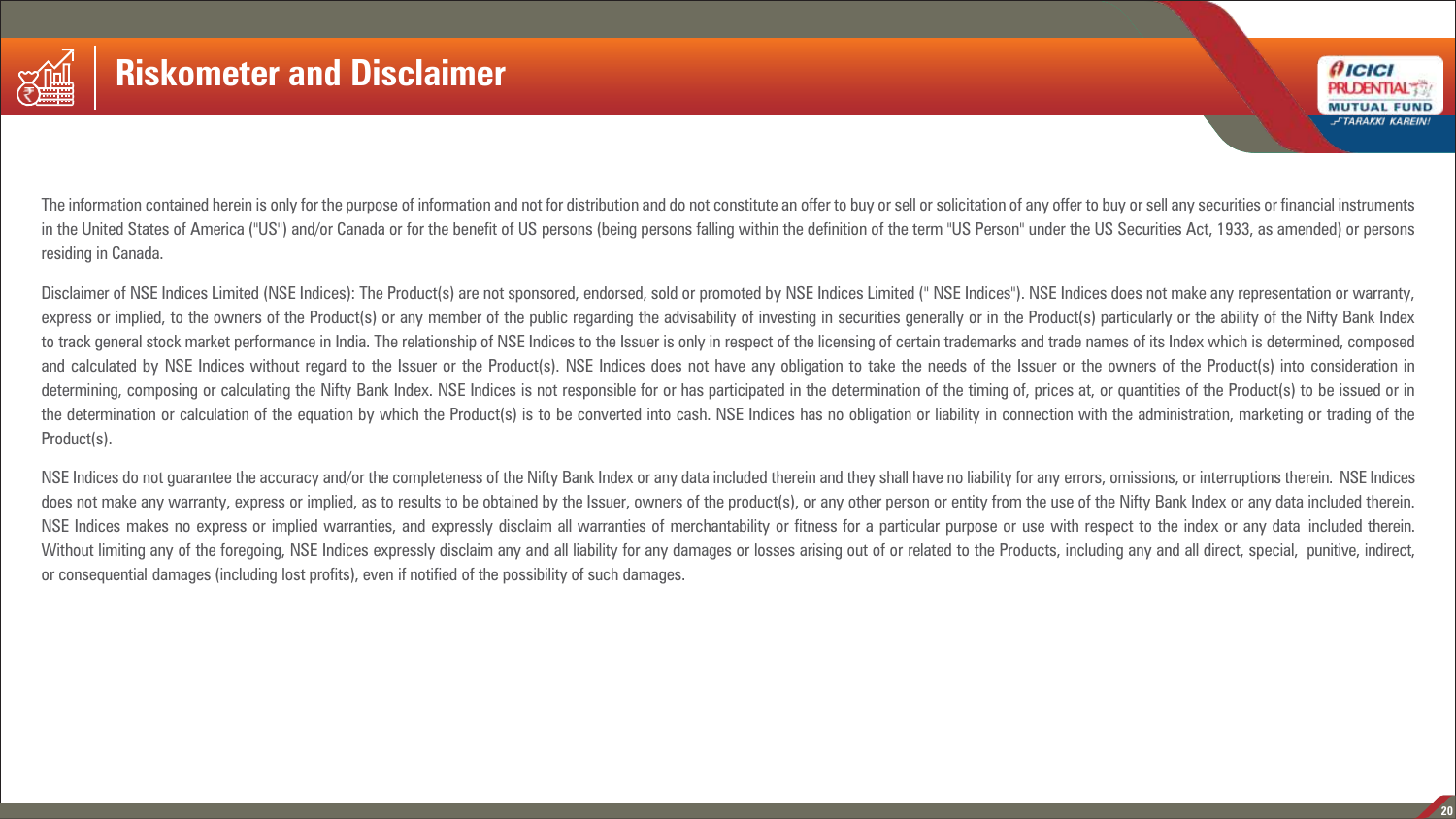# Riskometer and Disclaimer

The information contained herein is only for the purpose of information and not for distribution and do not constitute an offer to buy or sell or solicitation of any offer to buy or sell any securities or financial instruments in the United States of America ("US") and/or Canada or for the benefit of US persons (being persons falling within the definition of the term "US Person" under the US Securities Act, 1933, as amended) or persons residing in Canada.

Disclaimer of NSE Indices Limited (NSE Indices): The Product(s) are not sponsored, endorsed, sold or promoted by NSE Indices Limited (" NSE Indices"). NSE Indices does not make any representation or warranty, express or implied, to the owners of the Product(s) or any member of the public regarding the advisability of investing in securities generally or in the Product(s) particularly or the ability of the Nifty Bank Index to track general stock market performance in India. The relationship of NSE Indices to the Issuer is only in respect of the licensing of certain trademarks and trade names of its Index which is determined, composed and calculated by NSE Indices without regard to the Issuer or the Product(s). NSE Indices does not have any obligation to take the needs of the Issuer or the owners of the Product(s) into consideration in determining, composing or calculating the Nifty Bank Index. NSE Indices is not responsible for or has participated in the determination of the timing of, prices at, or quantities of the Product(s) to be issued or in the determination or calculation of the equation by which the Product(s) is to be converted into cash. NSE Indices has no obligation or liability in connection with the administration, marketing or trading of the Product(s).

NSE Indices do not guarantee the accuracy and/or the completeness of the Nifty Bank Index or any data included therein and they shall have no liability for any errors, omissions, or interruptions therein. NSE Indices does not make any warranty, express or implied, as to results to be obtained by the Issuer, owners of the product(s), or any other person or entity from the use of the Nifty Bank Index or any data included therein. NSE Indices makes no express or implied warranties, and expressly disclaim all warranties of merchantability or fitness for a particular purpose or use with respect to the index or any data included therein. Without limiting any of the foregoing, NSE Indices expressly disclaim any and all liability for any damages or losses arising out of or related to the Products, including any and all direct, special, punitive, indirect, or consequential damages (including lost profits), even if notified of the possibility of such damages.